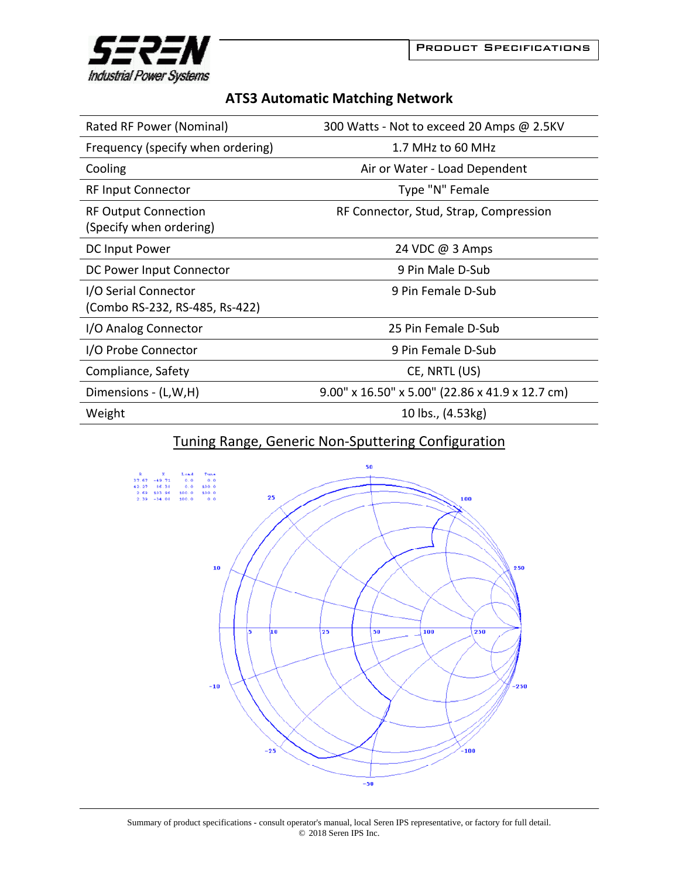# ATS3 Automatic Matching Network

| | |
|---|---|
| Rated RF Power (Nominal) | 300 Watts - Not to exceed 20 Amps @ 2.5KV |
| Frequency (specify when ordering) | 1.7 MHz to 60 MHz |
| Cooling | Air or Water - Load Dependent |
| RF Input Connector | Type "N" Female |
| RF Output Connection (Specify when ordering) | RF Connector, Stud, Strap, Compression |
| DC Input Power | 24 VDC @ 3 Amps |
| DC Power Input Connector | 9 Pin Male D-Sub |
| I/O Serial Connector (Combo RS-232, RS-485, Rs-422) | 9 Pin Female D-Sub |
| I/O Analog Connector | 25 Pin Female D-Sub |
| I/O Probe Connector | 9 Pin Female D-Sub |
| Compliance, Safety | CE, NRTL (US) |
| Dimensions - (L,W,H) | 9.00" x 16.50" x 5.00" (22.86 x 41.9 x 12.7 cm) |
| Weight | 10 lbs., (4.53kg) |

## Tuning Range, Generic Non-Sputtering Configuration

Summary of product specifications - consult operator's manual, local Seren IPS representative, or factory for full detail.
© 2018 Seren IPS Inc.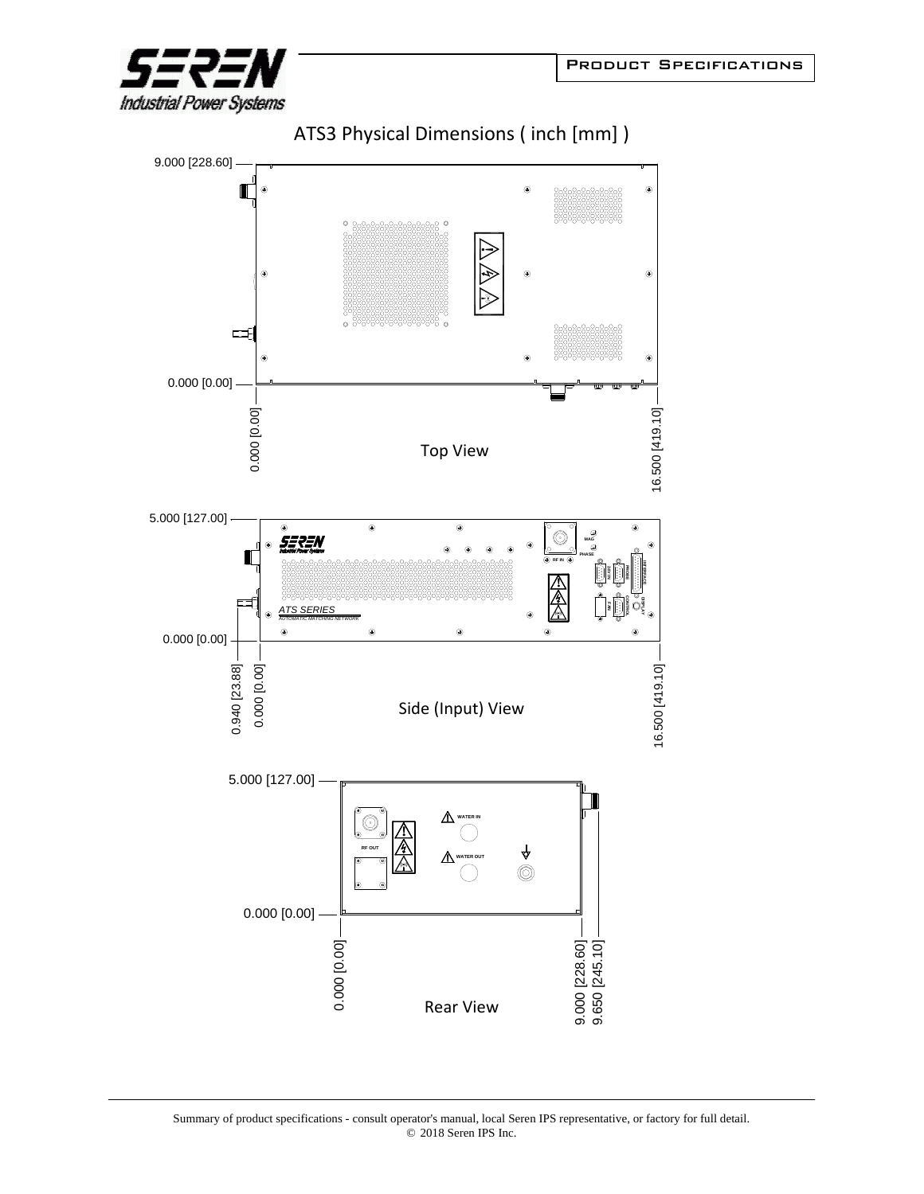# ATS3 Physical Dimensions ( inch [mm] )

9.000 [228.60]
0.000 [0.00]
0.000 [0.00]
16.500 [419.10]

Top View

5.000 [127.00]
0.000 [0.00]
0.940 [23.88]
0.000 [0.00]
16.500 [419.10]

Side (Input) View

5.000 [127.00]
0.000 [0.00]
0.000 [0.00]
9.000 [228.60]
9.650 [245.10]

Rear View

Summary of product specifications - consult operator's manual, local Seren IPS representative, or factory for full detail.
© 2018 Seren IPS Inc.